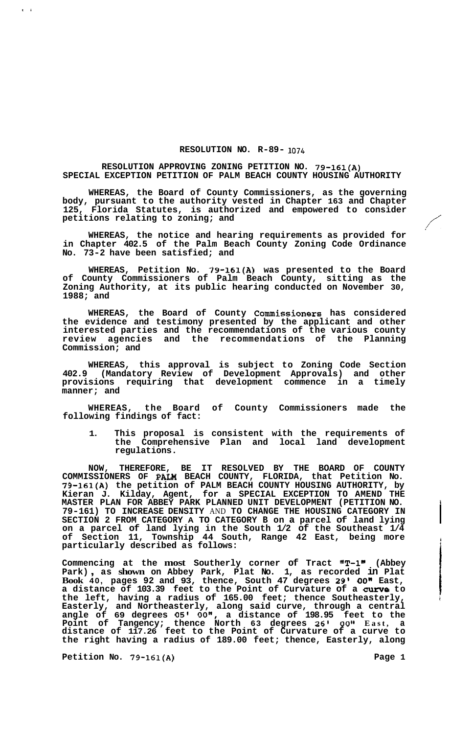**RESOLUTION NO. R-89- 1074**

**RESOLUTION APPROVING ZONING PETITION NO. 79-161(A) SPECIAL EXCEPTION PETITION OF PALM BEACH COUNTY HOUSING AUTHORITY**

**WHEREAS, the Board of County Commissioners, as the governing body, pursuant to the authority vested in Chapter 163 and Chapter 125, Florida Statutes, is authorized and empowered to consider petitions relating to zoning; and**

**WHEREAS, the notice and hearing requirements as provided for in Chapter 402.5 of the Palm Beach County Zoning Code Ordinance No. 73-2 have been satisfied; and**

**WHEREAS, Petition No. 79-161(A) was presented to the Board of County Commissioners of Palm Beach County, sitting as the Zoning Authority, at its public hearing conducted on November 30, 1988; and**

**WHEREAS, the Board of County Commissioners has considered the evidence and testimony presented by the applicant and other interested parties and the recommendations of the various county review agencies and the recommendations of the Planning Commission; and**

**WHEREAS, this approval is subject to Zoning Code Section 402.9 (Mandatory Review of Development Approvals) and other provisions requiring that development commence in a timely manner; and**

**WHEREAS, the Board of County Commissioners made the following findings of fact:**

1. **This proposal is consistent with the requirements of the Comprehensive Plan and local land development regulations.**

**NOW, THEREFORE, BE IT RESOLVED BY THE BOARD OF COUNTY COMMISSIONERS OF PALM BEACH COUNTY, FLORIDA, that Petition No. 79-161(A) the petition of PALM BEACH COUNTY HOUSING AUTHORITY, by Kieran J. Kilday, Agent, for a SPECIAL EXCEPTION TO AMEND THE MASTER PLAN FOR ABBEY PARK PLANNED UNIT DEVELOPMENT (PETITION NO. 79-161) TO INCREASE DENSITY** AND **TO CHANGE THE HOUSING CATEGORY IN SECTION 2 FROM CATEGORY A TO CATEGORY B on a parcel of land lying on a parcel of land lying in the South 1/2 of the Southeast 1/4 of Section 11, Township 44 South, Range 42 East, being more particularly described as follows:**

**Commencing at the most Southerly corner of Tract "T-1" (Abbey Park), as shown on Abbey Park, Plat No. 1, as recorded in Plat Book 40, pages 92 and 93, thence, South 47 degrees 29' 00" East, a distance of 103.39 feet to the Point of Curvature of a curve to the left, having a radius of 165.00 feet; thence Southeasterly, Easterly, and Northeasterly, along said curve, through a central angle of 69 degrees 05' 00", a distance of 198.95 feet to the Point of Tangency; thence North 63 degrees 26' 00" East, a distance of 117.26 feet to the Point of Curvature of a curve to the right having a radius of 189.00 feet; thence, Easterly, along**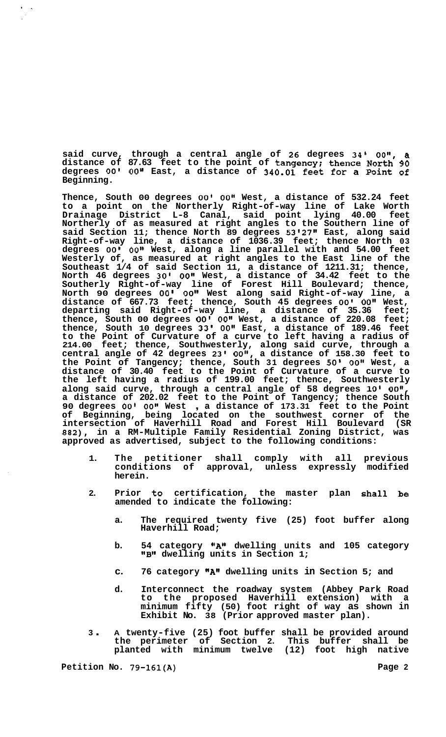**said curve, through a central angle of 26 degrees 34' 00", a distance of 87.63 feet to the point of tangency; thence North 90 degrees 00' 00" East, a distance of 340.01 feet for a Point of Beginning.**

**Thence, South 00 degrees 00' 00" West, a distance of 532.24 feet to a point on the Northerly Right-of-way line of Lake Worth Drainage District L-8 Canal, said point lying 40.00 feet Northerly of as measured at right angles to the Southern line of said Section 11; thence North 89 degrees 53'27" East, along said Right-of-way line, a distance of 1036.39 feet; thence North 03 degrees 00' 00" West, along a line parallel with and 54.00 feet Westerly of, as measured at right angles to the East line of the Southeast 1/4 of said Section 11, a distance of 1211.31; thence, North 46 degrees 30' 00" West, a distance of 34.42 feet to the Southerly Right-of-way line of Forest Hill Boulevard; thence, North 90 degrees 00' 00" West along said Right-of-way line, a distance of 667.73 feet; thence, South 45 degrees 00' 00" West, departing said Right-of-way line, a distance of 35.36 feet; thence, South 00 degrees 00' 00" West, a distance of 220.08 feet; thence, South 10 degrees 33' 00" East, a distance of 189.46 feet to the Point of Curvature of a curve to left having a radius of 214.00 feet; thence, Southwesterly, along said curve, through a central angle of 42 degrees 23' 00", a distance of 158.30 feet to the Point of Tangency; thence, South 31 degrees 50' 00" West, a distance of 30.40 feet to the Point of Curvature of a curve to the left having a radius of 199.00 feet; thence, Southwesterly along said curve, through a central angle of 58 degrees 10' 00", a distance of 202.02 feet to the Point of Tangency; thence South 90 degrees 00' 00" West , a distance of 173.31 feet to the Point of Beginning, being located on the southwest corner of the intersection of Haverhill Road and Forest Hill Boulevard (SR 882), in a RM-Multiple Family Residential Zoning District, was approved as advertised, subject to the following conditions:**

1. **The petitioner shall comply with all previous conditions of approval, unless expressly modified herein.**

2. **Prior to certification, the master plan shall be amended to indicate the following:**

   a. **The required twenty five (25) foot buffer along Haverhill Road;**

   b. **54 category "A" dwelling units and 105 category "B" dwelling units in Section 1;**

   c. **76 category "A" dwelling units in Section 5; and**

   d. **Interconnect the roadway system (Abbey Park Road to the proposed Haverhill extension) with a minimum fifty (50) foot right of way as shown in Exhibit No. 38 (Prior approved master plan).**

3. **A twenty-five (25) foot buffer shall be provided around the perimeter of Section 2. This buffer shall be planted with minimum twelve (12) foot high native**

**Petition No. 79-161(A)**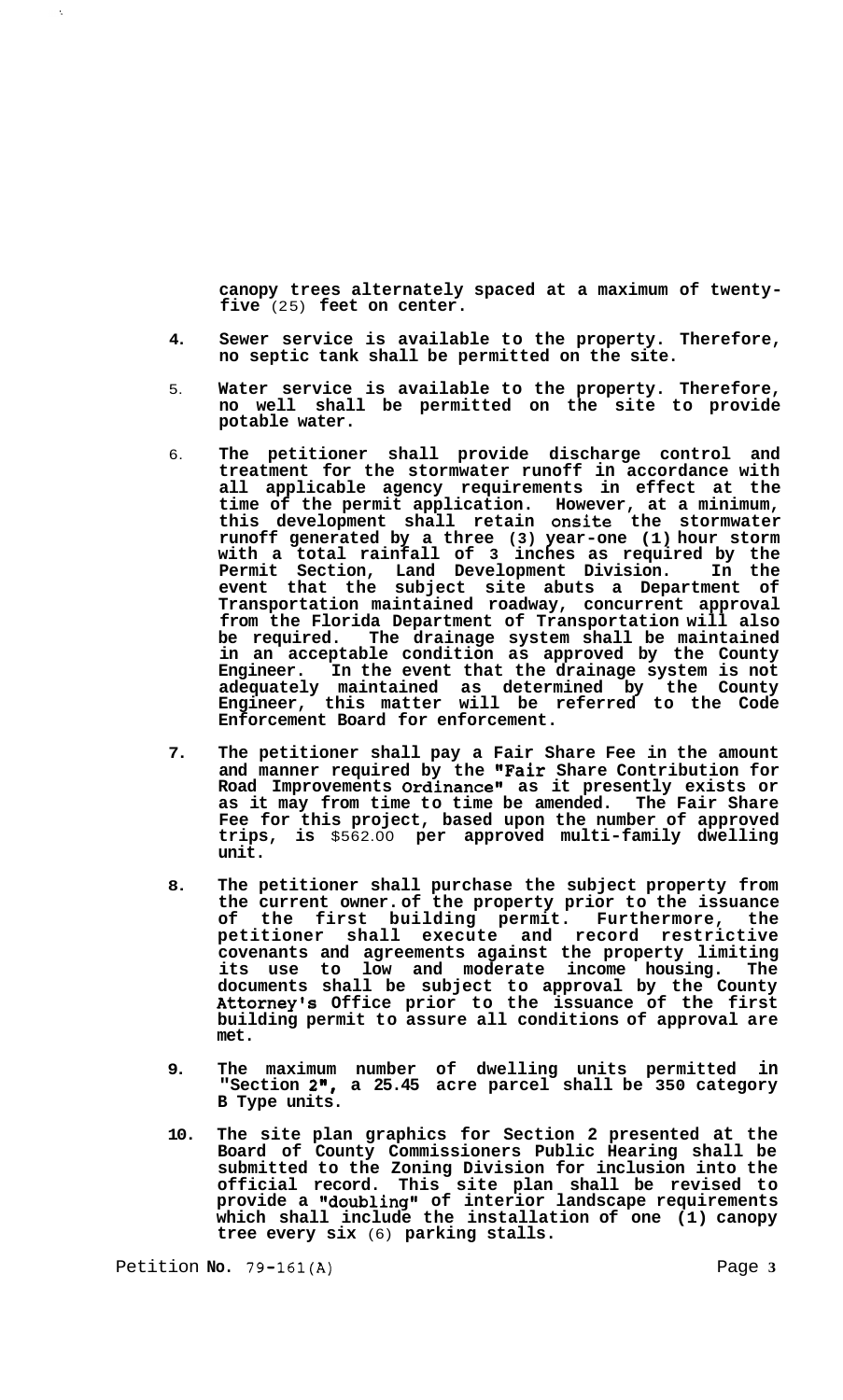canopy trees alternately spaced at a maximum of twenty-five (25) feet on center.

4. Sewer service is available to the property. Therefore, no septic tank shall be permitted on the site.

5. Water service is available to the property. Therefore, no well shall be permitted on the site to provide potable water.

6. The petitioner shall provide discharge control and treatment for the stormwater runoff in accordance with all applicable agency requirements in effect at the time of the permit application. However, at a minimum, this development shall retain onsite the stormwater runoff generated by a three (3) year-one (1) hour storm with a total rainfall of 3 inches as required by the Permit Section, Land Development Division. In the event that the subject site abuts a Department of Transportation maintained roadway, concurrent approval from the Florida Department of Transportation will also be required. The drainage system shall be maintained in an acceptable condition as approved by the County Engineer. In the event that the drainage system is not adequately maintained as determined by the County Engineer, this matter will be referred to the Code Enforcement Board for enforcement.

7. The petitioner shall pay a Fair Share Fee in the amount and manner required by the "Fair Share Contribution for Road Improvements Ordinance" as it presently exists or as it may from time to time be amended. The Fair Share Fee for this project, based upon the number of approved trips, is $562.00 per approved multi-family dwelling unit.

8. The petitioner shall purchase the subject property from the current owner of the property prior to the issuance of the first building permit. Furthermore, the petitioner shall execute and record restrictive covenants and agreements against the property limiting its use to low and moderate income housing. The documents shall be subject to approval by the County Attorney's Office prior to the issuance of the first building permit to assure all conditions of approval are met.

9. The maximum number of dwelling units permitted in "Section 2", a 25.45 acre parcel shall be 350 category B Type units.

10. The site plan graphics for Section 2 presented at the Board of County Commissioners Public Hearing shall be submitted to the Zoning Division for inclusion into the official record. This site plan shall be revised to provide a "doubling" of interior landscape requirements which shall include the installation of one (1) canopy tree every six (6) parking stalls.

Petition No. 79-161(A)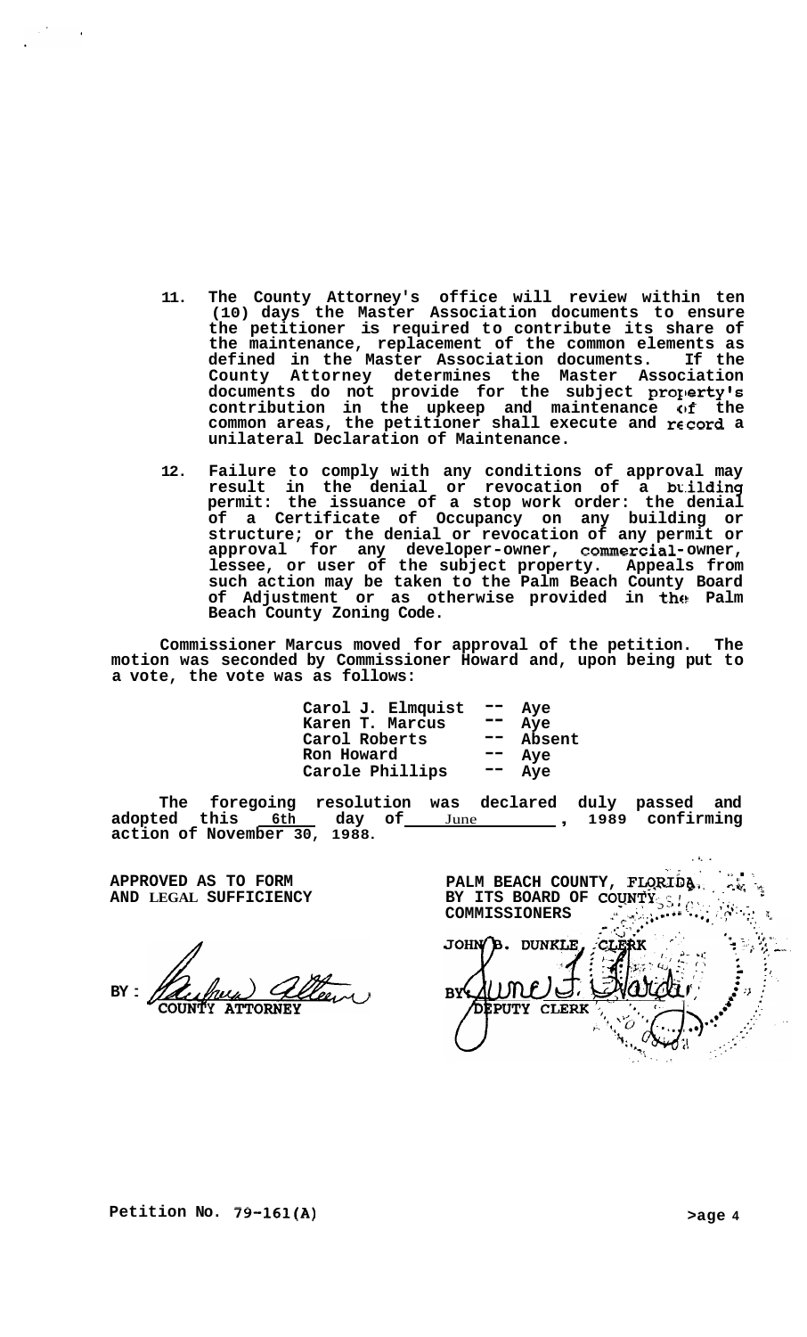11. The County Attorney's office will review within ten (10) days the Master Association documents to ensure the petitioner is required to contribute its share of the maintenance, replacement of the common elements as defined in the Master Association documents. If the County Attorney determines the Master Association documents do not provide for the subject property's contribution in the upkeep and maintenance of the common areas, the petitioner shall execute and record a unilateral Declaration of Maintenance.

12. Failure to comply with any conditions of approval may result in the denial or revocation of a building permit: the issuance of a stop work order: the denial of a Certificate of Occupancy on any building or structure; or the denial or revocation of any permit or approval for any developer-owner, commercial-owner, lessee, or user of the subject property. Appeals from such action may be taken to the Palm Beach County Board of Adjustment or as otherwise provided in the Palm Beach County Zoning Code.

Commissioner Marcus moved for approval of the petition. The motion was seconded by Commissioner Howard and, upon being put to a vote, the vote was as follows:

| | | |
|---|---|---|
| Carol J. Elmquist | -- | Aye |
| Karen T. Marcus | -- | Aye |
| Carol Roberts | -- | Absent |
| Ron Howard | -- | Aye |
| Carole Phillips | -- | Aye |

The foregoing resolution was declared duly passed and adopted this 6th day of June, 1989 confirming action of November 30, 1988.

APPROVED AS TO FORM AND LEGAL SUFFICIENCY

BY: COUNTY ATTORNEY

PALM BEACH COUNTY, FLORIDA BY ITS BOARD OF COUNTY COMMISSIONERS

JOHN B. DUNKLE, CLERK

BY: DEPUTY CLERK

Petition No. 79-161(A)